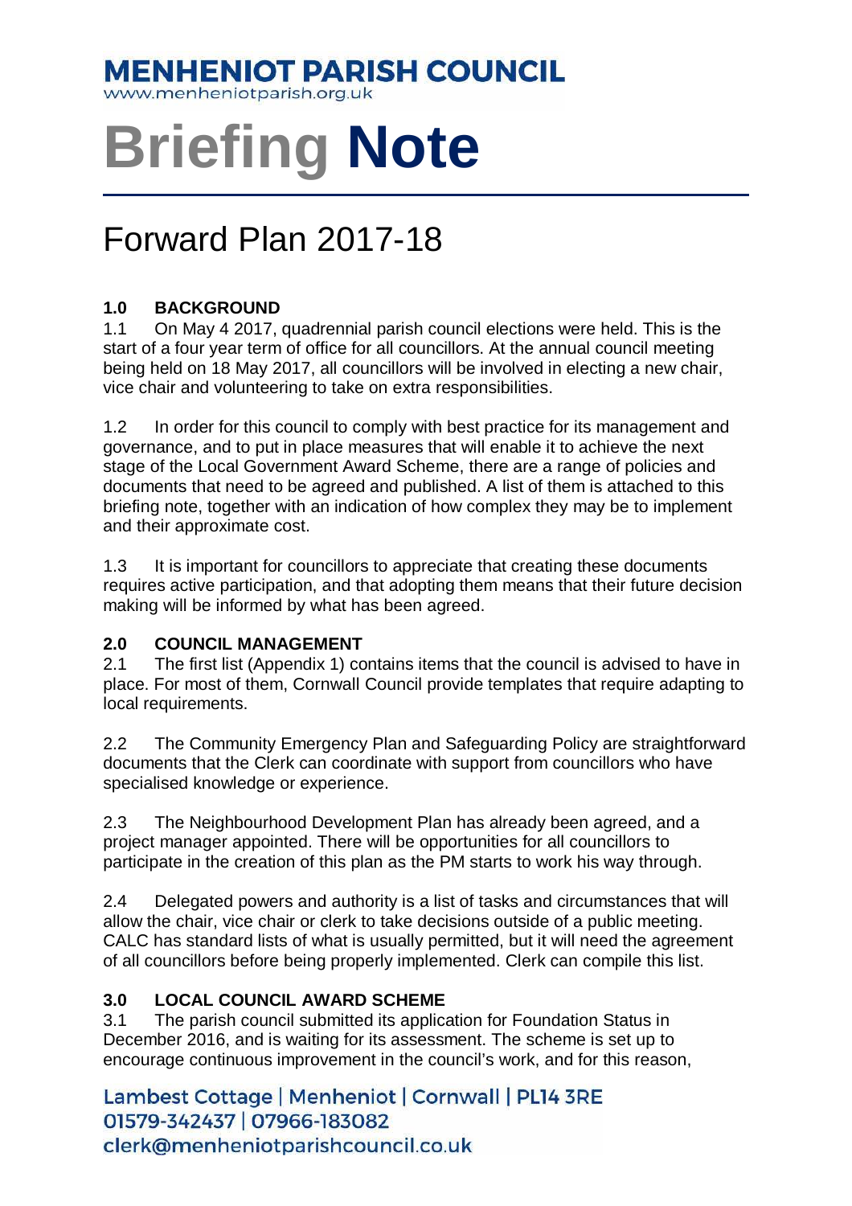**MENHENIOT PARISH COUNCIL**
www.menheniotparish.org.uk

# Briefing Note

## Forward Plan 2017-18

### 1.0 BACKGROUND

1.1 On May 4 2017, quadrennial parish council elections were held. This is the start of a four year term of office for all councillors. At the annual council meeting being held on 18 May 2017, all councillors will be involved in electing a new chair, vice chair and volunteering to take on extra responsibilities.

1.2 In order for this council to comply with best practice for its management and governance, and to put in place measures that will enable it to achieve the next stage of the Local Government Award Scheme, there are a range of policies and documents that need to be agreed and published. A list of them is attached to this briefing note, together with an indication of how complex they may be to implement and their approximate cost.

1.3 It is important for councillors to appreciate that creating these documents requires active participation, and that adopting them means that their future decision making will be informed by what has been agreed.

### 2.0 COUNCIL MANAGEMENT

2.1 The first list (Appendix 1) contains items that the council is advised to have in place. For most of them, Cornwall Council provide templates that require adapting to local requirements.

2.2 The Community Emergency Plan and Safeguarding Policy are straightforward documents that the Clerk can coordinate with support from councillors who have specialised knowledge or experience.

2.3 The Neighbourhood Development Plan has already been agreed, and a project manager appointed. There will be opportunities for all councillors to participate in the creation of this plan as the PM starts to work his way through.

2.4 Delegated powers and authority is a list of tasks and circumstances that will allow the chair, vice chair or clerk to take decisions outside of a public meeting. CALC has standard lists of what is usually permitted, but it will need the agreement of all councillors before being properly implemented. Clerk can compile this list.

### 3.0 LOCAL COUNCIL AWARD SCHEME

3.1 The parish council submitted its application for Foundation Status in December 2016, and is waiting for its assessment. The scheme is set up to encourage continuous improvement in the council's work, and for this reason,

Lambest Cottage | Menheniot | Cornwall | PL14 3RE
01579-342437 | 07966-183082
clerk@menheniotparishcouncil.co.uk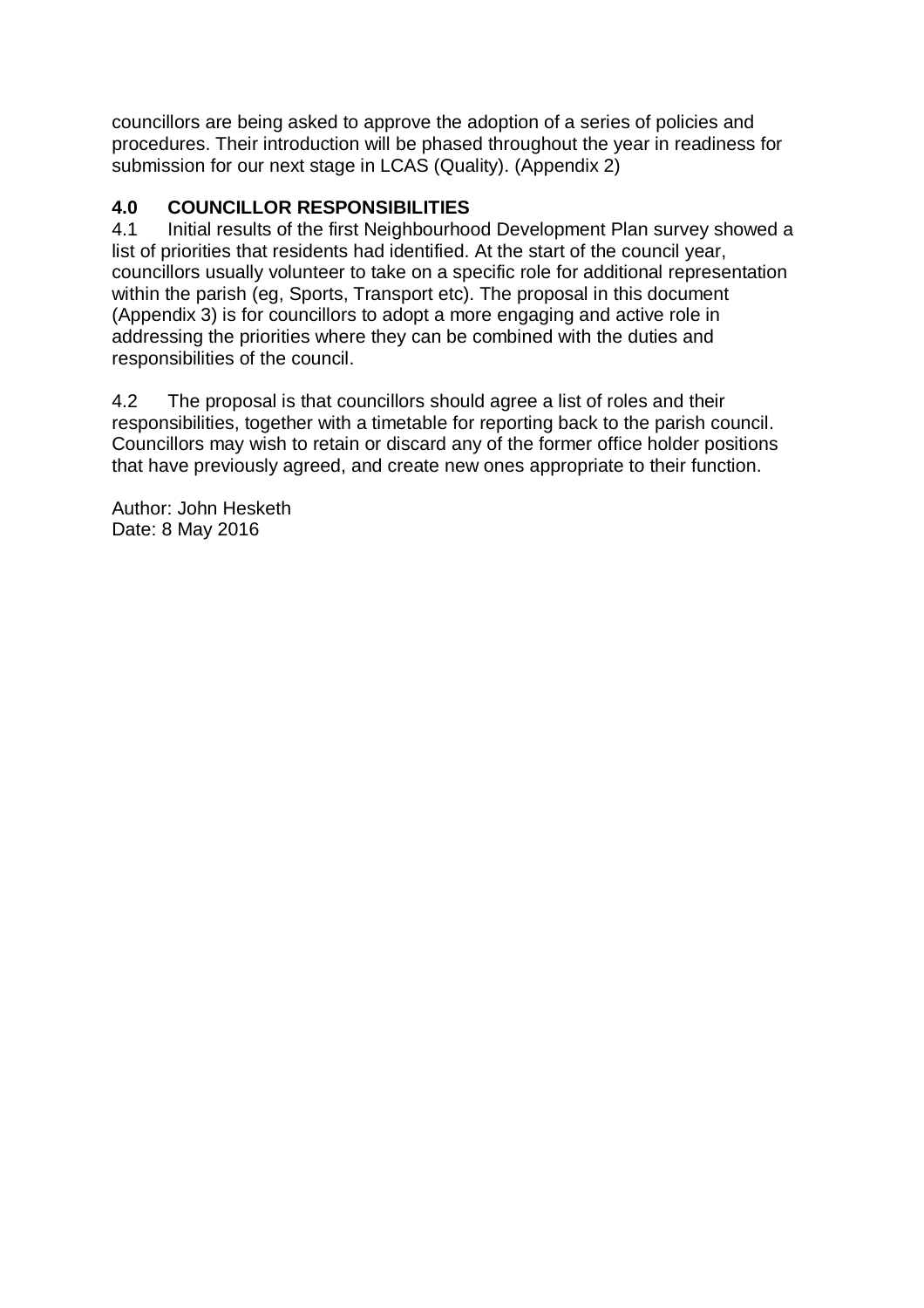councillors are being asked to approve the adoption of a series of policies and procedures. Their introduction will be phased throughout the year in readiness for submission for our next stage in LCAS (Quality). (Appendix 2)

## 4.0 COUNCILLOR RESPONSIBILITIES

4.1 Initial results of the first Neighbourhood Development Plan survey showed a list of priorities that residents had identified. At the start of the council year, councillors usually volunteer to take on a specific role for additional representation within the parish (eg, Sports, Transport etc). The proposal in this document (Appendix 3) is for councillors to adopt a more engaging and active role in addressing the priorities where they can be combined with the duties and responsibilities of the council.

4.2 The proposal is that councillors should agree a list of roles and their responsibilities, together with a timetable for reporting back to the parish council. Councillors may wish to retain or discard any of the former office holder positions that have previously agreed, and create new ones appropriate to their function.

Author: John Hesketh
Date: 8 May 2016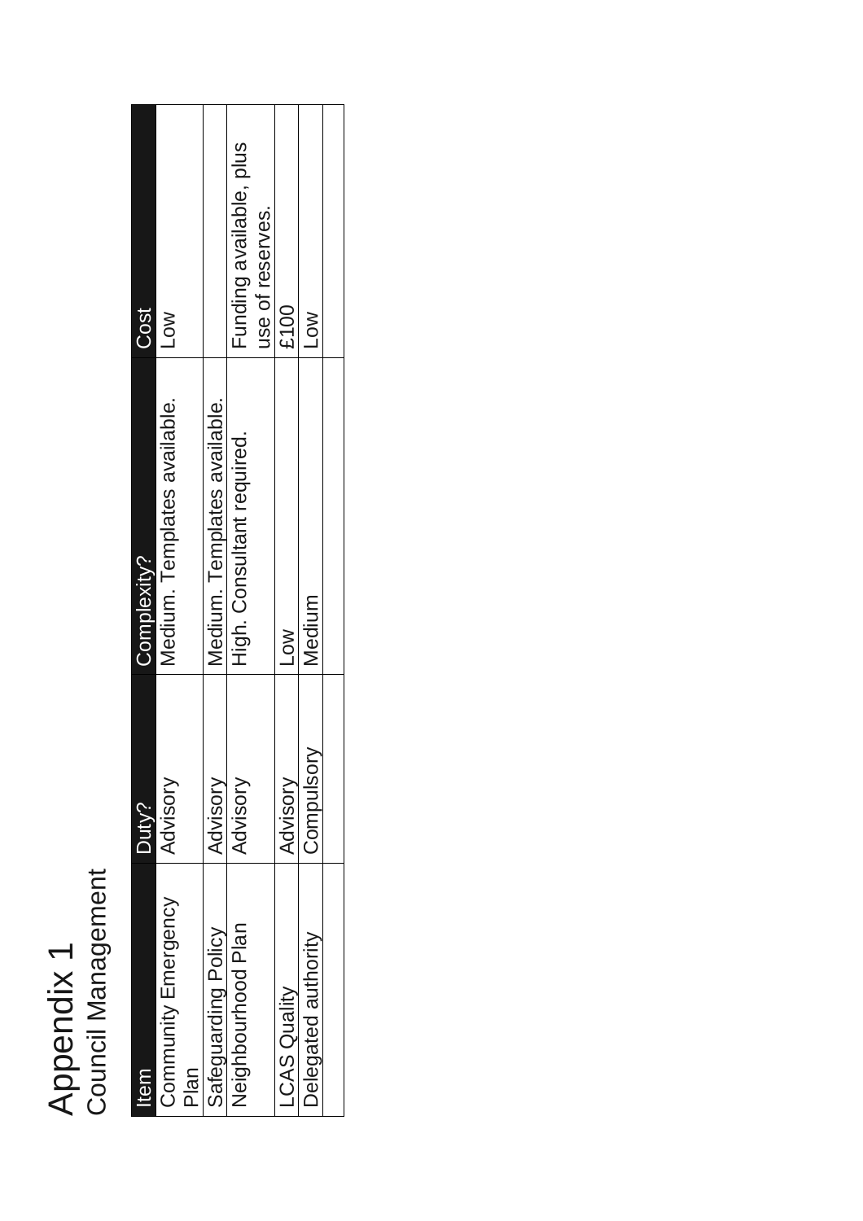# Appendix 1

## Council Management

| Item | Duty? | Complexity? | Cost |
|---|---|---|---|
| Community Emergency Plan | Advisory | Medium. Templates available. | Low |
| Safeguarding Policy | Advisory | Medium. Templates available. | |
| Neighbourhood Plan | Advisory | High. Consultant required. | Funding available, plus use of reserves. |
| LCAS Quality | Advisory | Low | £100 |
| Delegated authority | Compulsory | Medium | Low |
| | | | |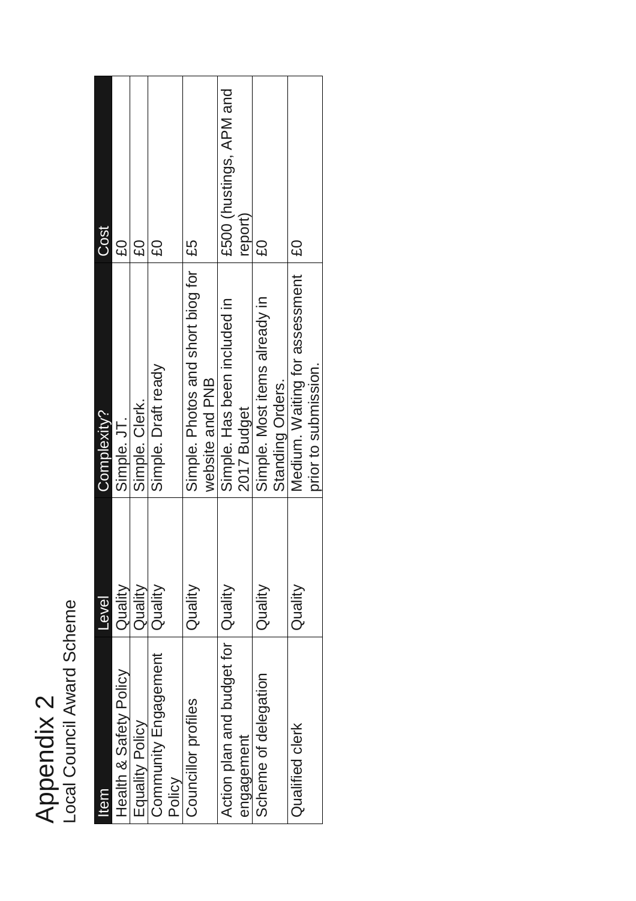# Appendix 2

## Local Council Award Scheme

| Item | Level | Complexity? | Cost |
|---|---|---|---|
| Health & Safety Policy | Quality | Simple. JT. | £0 |
| Equality Policy | Quality | Simple. Clerk. | £0 |
| Community Engagement Policy | Quality | Simple. Draft ready | £0 |
| Councillor profiles | Quality | Simple. Photos and short biog for website and PNB | £5 |
| Action plan and budget for engagement | Quality | Simple. Has been included in 2017 Budget | £500 (hustings, APM and report) |
| Scheme of delegation | Quality | Simple. Most items already in Standing Orders. | £0 |
| Qualified clerk | Quality | Medium. Waiting for assessment prior to submission. | £0 |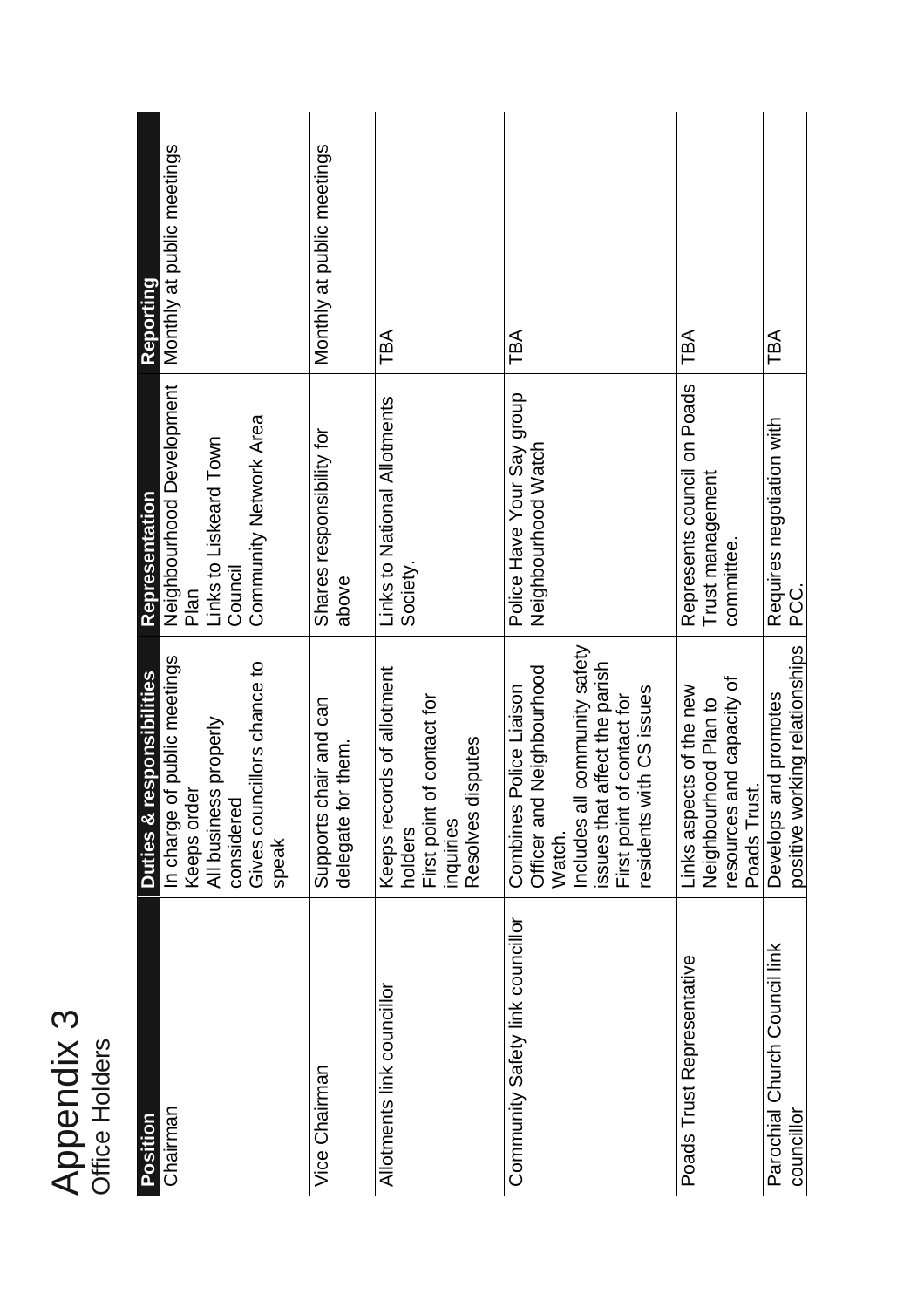# Appendix 3

## Office Holders

| Position | Duties & responsibilities | Representation | Reporting |
|---|---|---|---|
| Chairman | In charge of public meetings<br>Keeps order<br>All business properly considered<br>Gives councillors chance to speak | Neighbourhood Development Plan<br>Links to Liskeard Town Council<br>Community Network Area | Monthly at public meetings |
| Vice Chairman | Supports chair and can delegate for them. | Shares responsibility for above | Monthly at public meetings |
| Allotments link councillor | Keeps records of allotment holders<br>First point of contact for inquiries<br>Resolves disputes | Links to National Allotments Society. | TBA |
| Community Safety link councillor | Combines Police Liaison Officer and Neighbourhood Watch.<br>Includes all community safety issues that affect the parish<br>First point of contact for residents with CS issues | Police Have Your Say group<br>Neighbourhood Watch | TBA |
| Poads Trust Representative | Links aspects of the new Neighbourhood Plan to resources and capacity of Poads Trust. | Represents council on Poads Trust management committee. | TBA |
| Parochial Church Council link councillor | Develops and promotes positive working relationships | Requires negotiation with PCC. | TBA |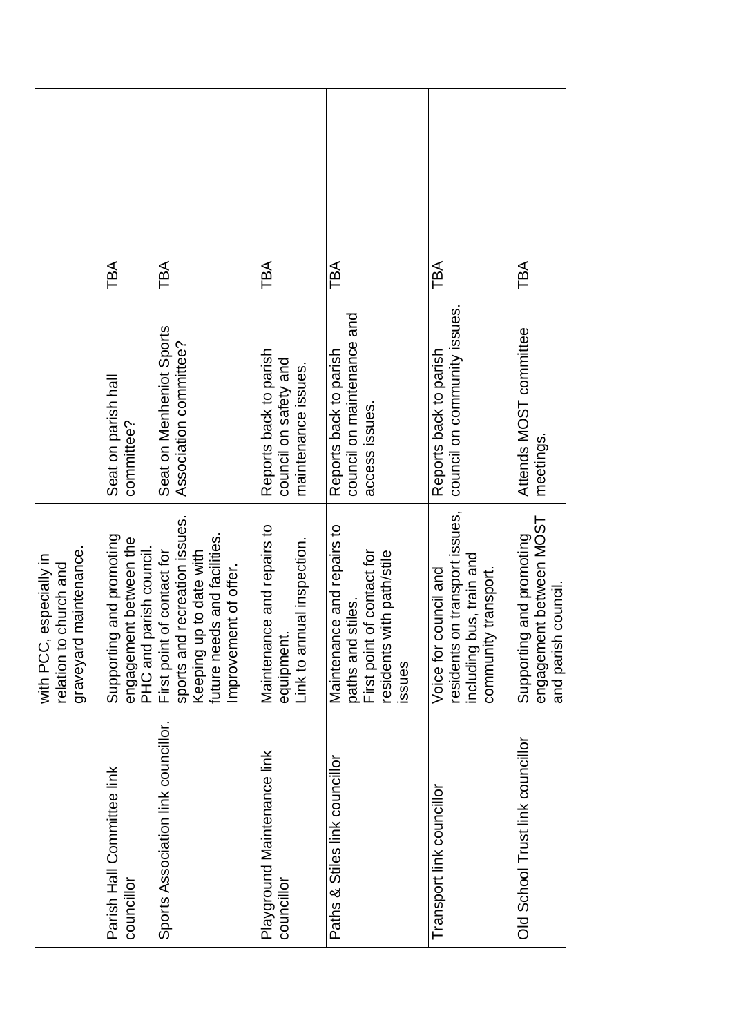| | | | |
|---|---|---|---|
| | with PCC, especially in relation to church and graveyard maintenance. | | |
| Parish Hall Committee link councillor | Supporting and promoting engagement between the PHC and parish council. | Seat on parish hall committee? | TBA |
| Sports Association link councillor. | First point of contact for sports and recreation issues. Keeping up to date with future needs and facilities. Improvement of offer. | Seat on Menheniot Sports Association committee? | TBA |
| Playground Maintenance link councillor | Maintenance and repairs to equipment. Link to annual inspection. | Reports back to parish council on safety and maintenance issues. | TBA |
| Paths & Stiles link councillor | Maintenance and repairs to paths and stiles. First point of contact for residents with path/stile issues | Reports back to parish council on maintenance and access issues. | TBA |
| Transport link councillor | Voice for council and residents on transport issues, including bus, train and community transport. | Reports back to parish council on community issues. | TBA |
| Old School Trust link councillor | Supporting and promoting engagement between MOST and parish council. | Attends MOST committee meetings. | TBA |